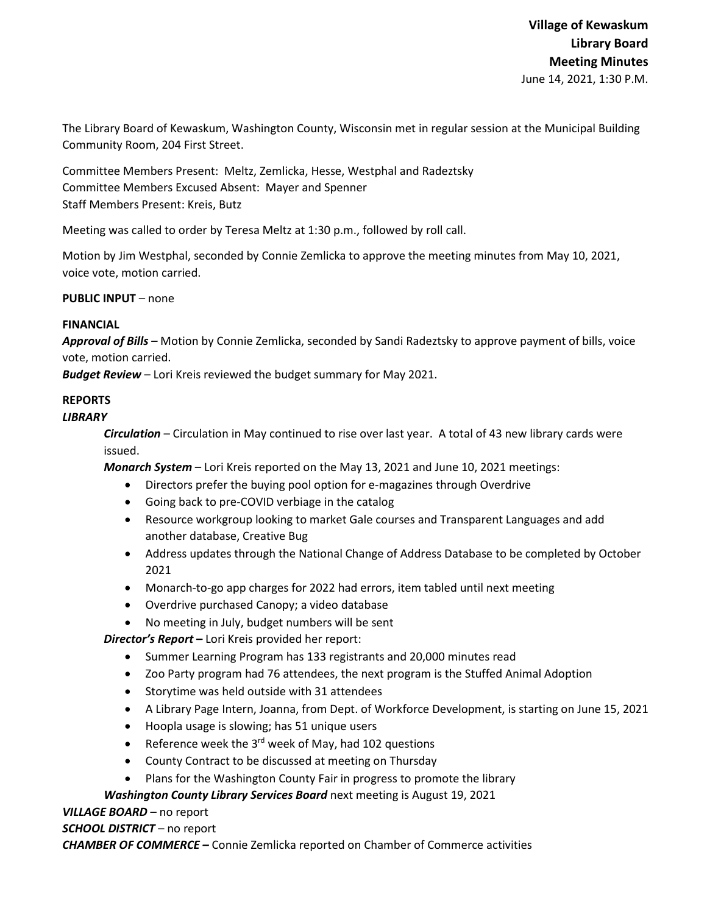**Village of Kewaskum**
**Library Board**
**Meeting Minutes**
June 14, 2021, 1:30 P.M.

The Library Board of Kewaskum, Washington County, Wisconsin met in regular session at the Municipal Building Community Room, 204 First Street.

Committee Members Present: Meltz, Zemlicka, Hesse, Westphal and Radeztsky
Committee Members Excused Absent: Mayer and Spenner
Staff Members Present: Kreis, Butz

Meeting was called to order by Teresa Meltz at 1:30 p.m., followed by roll call.

Motion by Jim Westphal, seconded by Connie Zemlicka to approve the meeting minutes from May 10, 2021, voice vote, motion carried.

**PUBLIC INPUT** – none

**FINANCIAL**
***Approval of Bills*** – Motion by Connie Zemlicka, seconded by Sandi Radeztsky to approve payment of bills, voice vote, motion carried.
***Budget Review*** – Lori Kreis reviewed the budget summary for May 2021.

**REPORTS**
***LIBRARY***

***Circulation*** – Circulation in May continued to rise over last year. A total of 43 new library cards were issued.

***Monarch System*** – Lori Kreis reported on the May 13, 2021 and June 10, 2021 meetings:

- Directors prefer the buying pool option for e-magazines through Overdrive
- Going back to pre-COVID verbiage in the catalog
- Resource workgroup looking to market Gale courses and Transparent Languages and add another database, Creative Bug
- Address updates through the National Change of Address Database to be completed by October 2021
- Monarch-to-go app charges for 2022 had errors, item tabled until next meeting
- Overdrive purchased Canopy; a video database
- No meeting in July, budget numbers will be sent

***Director's Report –*** Lori Kreis provided her report:

- Summer Learning Program has 133 registrants and 20,000 minutes read
- Zoo Party program had 76 attendees, the next program is the Stuffed Animal Adoption
- Storytime was held outside with 31 attendees
- A Library Page Intern, Joanna, from Dept. of Workforce Development, is starting on June 15, 2021
- Hoopla usage is slowing; has 51 unique users
- Reference week the 3rd week of May, had 102 questions
- County Contract to be discussed at meeting on Thursday
- Plans for the Washington County Fair in progress to promote the library

***Washington County Library Services Board*** next meeting is August 19, 2021

***VILLAGE BOARD*** – no report
***SCHOOL DISTRICT*** – no report
***CHAMBER OF COMMERCE –*** Connie Zemlicka reported on Chamber of Commerce activities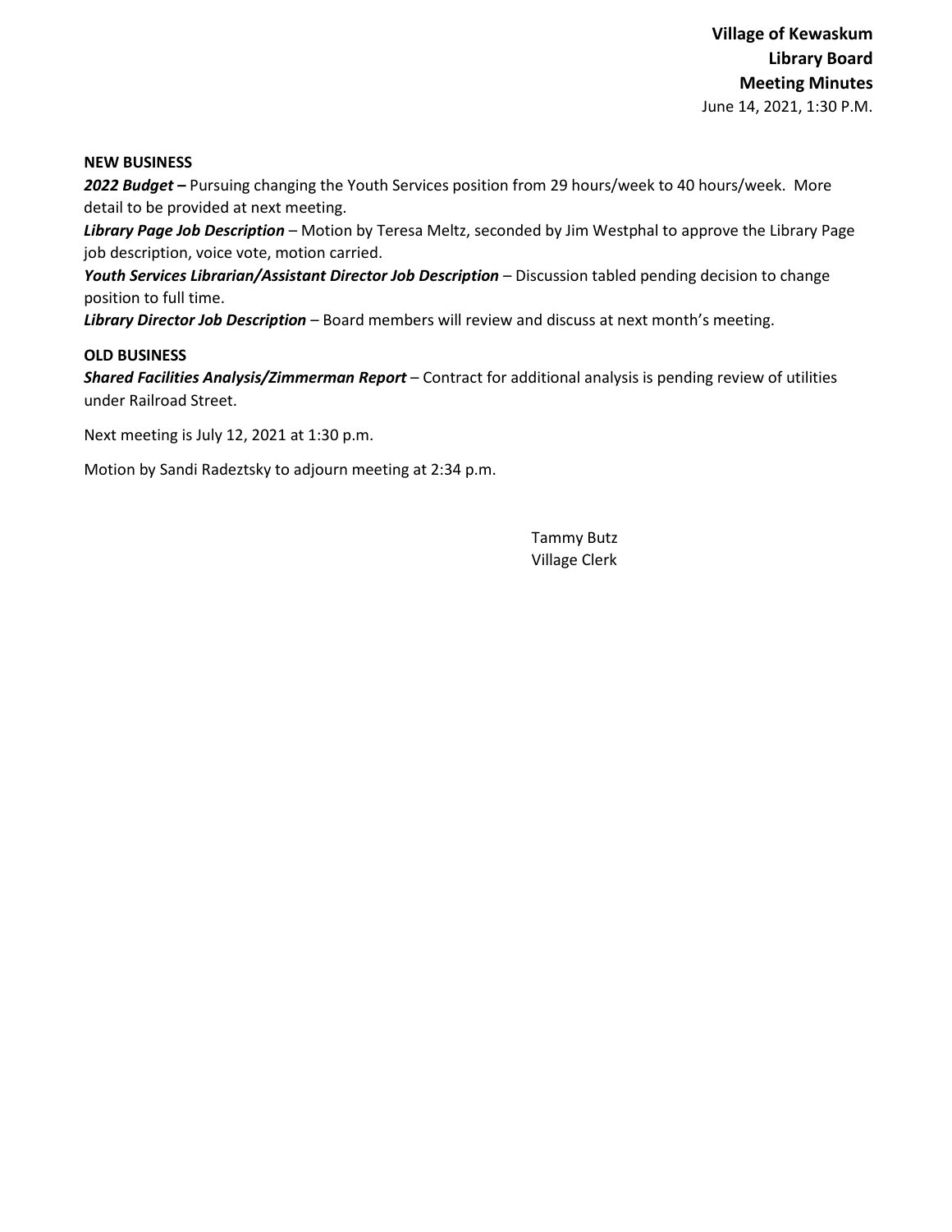**Village of Kewaskum**
**Library Board**
**Meeting Minutes**
June 14, 2021, 1:30 P.M.

**NEW BUSINESS**

***2022 Budget –*** Pursuing changing the Youth Services position from 29 hours/week to 40 hours/week. More detail to be provided at next meeting.

***Library Page Job Description*** – Motion by Teresa Meltz, seconded by Jim Westphal to approve the Library Page job description, voice vote, motion carried.

***Youth Services Librarian/Assistant Director Job Description*** – Discussion tabled pending decision to change position to full time.

***Library Director Job Description*** – Board members will review and discuss at next month's meeting.

**OLD BUSINESS**

***Shared Facilities Analysis/Zimmerman Report*** – Contract for additional analysis is pending review of utilities under Railroad Street.

Next meeting is July 12, 2021 at 1:30 p.m.

Motion by Sandi Radeztsky to adjourn meeting at 2:34 p.m.

Tammy Butz
Village Clerk